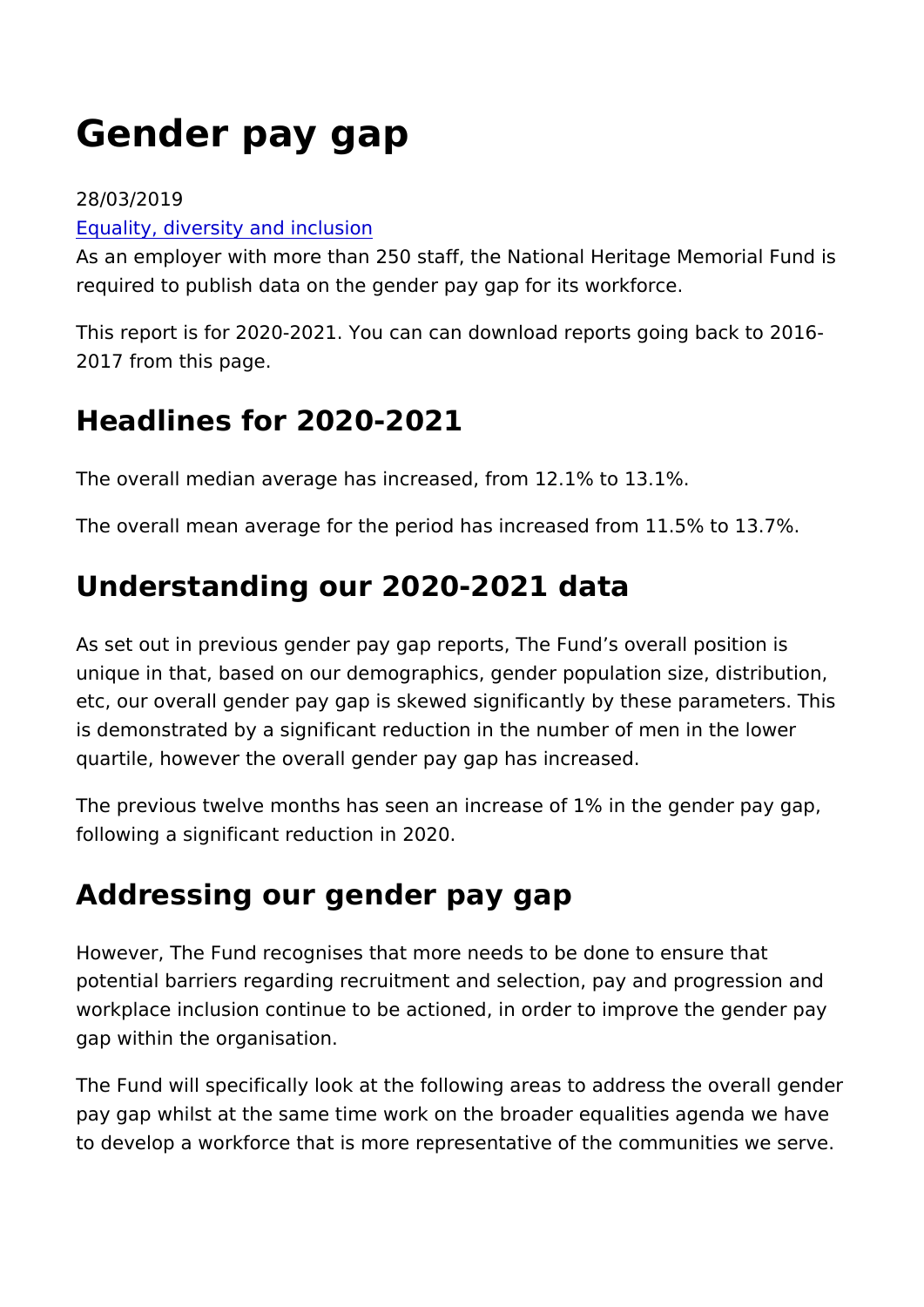# Gender pay gap

28/03/2019

Equality, diversity and inclusion

As an employer with more than 250 staff, the National Heritage Memorial Fund is required to publish data on the gender pay gap for its workforce.

This report is for 2020-2021. You can can download reports going back to 2016-2017 from this page.

## Headlines for 2020-2021

The overall median average has increased, from 12.1% to 13.1%.

The overall mean average for the period has increased from 11.5% to 13.7%.

## Understanding our 2020-2021 data

As set out in previous gender pay gap reports, The Fund's overall position is unique in that, based on our demographics, gender population size, distribution, etc, our overall gender pay gap is skewed significantly by these parameters. This is demonstrated by a significant reduction in the number of men in the lower quartile, however the overall gender pay gap has increased.

The previous twelve months has seen an increase of 1% in the gender pay gap, following a significant reduction in 2020.

## Addressing our gender pay gap

However, The Fund recognises that more needs to be done to ensure that potential barriers regarding recruitment and selection, pay and progression and workplace inclusion continue to be actioned, in order to improve the gender pay gap within the organisation.

The Fund will specifically look at the following areas to address the overall gender pay gap whilst at the same time work on the broader equalities agenda we have to develop a workforce that is more representative of the communities we serve.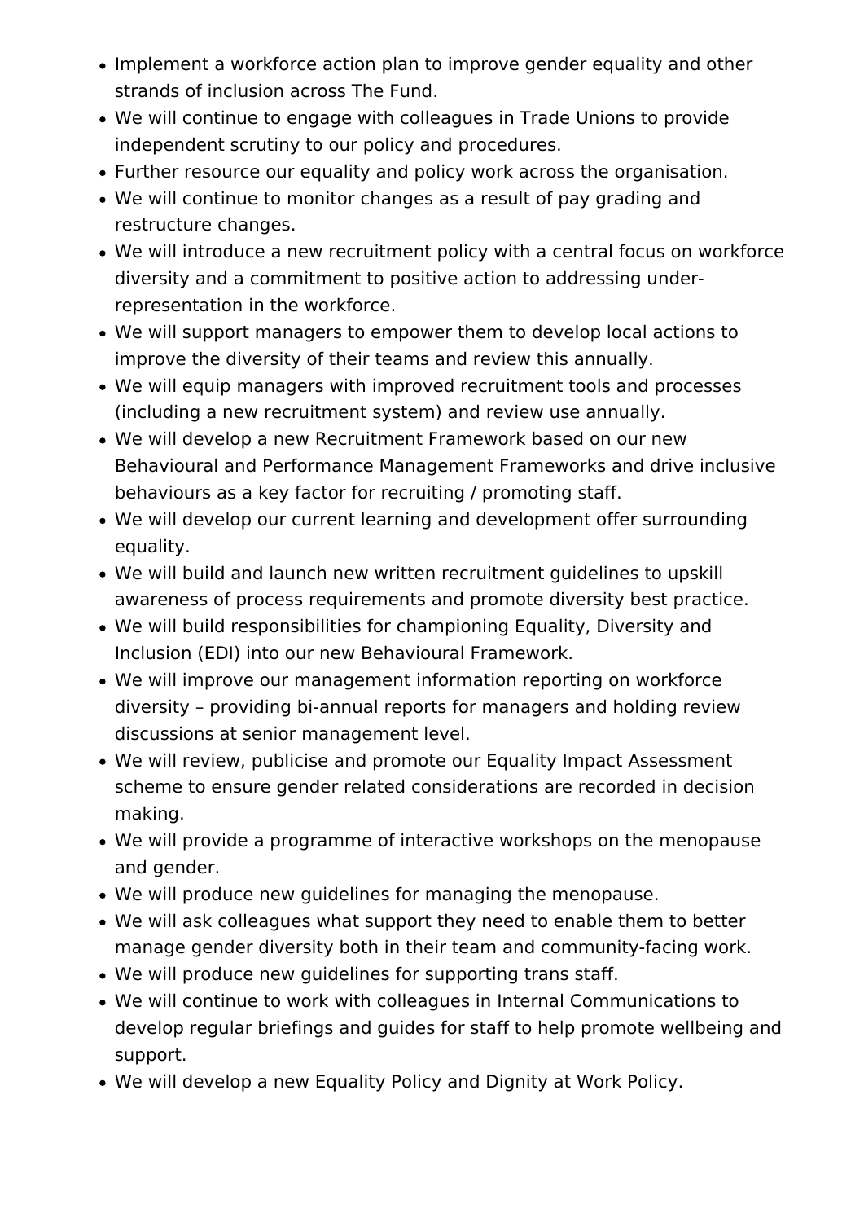- Implement a workforce action plan to improve gender equality and other strands of inclusion across The Fund.
- We will continue to engage with colleagues in Trade Unions to provide independent scrutiny to our policy and procedures.
- Further resource our equality and policy work across the organisation.
- We will continue to monitor changes as a result of pay grading and restructure changes.
- We will introduce a new recruitment policy with a central focus on workforce diversity and a commitment to positive action to addressing under-representation in the workforce.
- We will support managers to empower them to develop local actions to improve the diversity of their teams and review this annually.
- We will equip managers with improved recruitment tools and processes (including a new recruitment system) and review use annually.
- We will develop a new Recruitment Framework based on our new Behavioural and Performance Management Frameworks and drive inclusive behaviours as a key factor for recruiting / promoting staff.
- We will develop our current learning and development offer surrounding equality.
- We will build and launch new written recruitment guidelines to upskill awareness of process requirements and promote diversity best practice.
- We will build responsibilities for championing Equality, Diversity and Inclusion (EDI) into our new Behavioural Framework.
- We will improve our management information reporting on workforce diversity – providing bi-annual reports for managers and holding review discussions at senior management level.
- We will review, publicise and promote our Equality Impact Assessment scheme to ensure gender related considerations are recorded in decision making.
- We will provide a programme of interactive workshops on the menopause and gender.
- We will produce new guidelines for managing the menopause.
- We will ask colleagues what support they need to enable them to better manage gender diversity both in their team and community-facing work.
- We will produce new guidelines for supporting trans staff.
- We will continue to work with colleagues in Internal Communications to develop regular briefings and guides for staff to help promote wellbeing and support.
- We will develop a new Equality Policy and Dignity at Work Policy.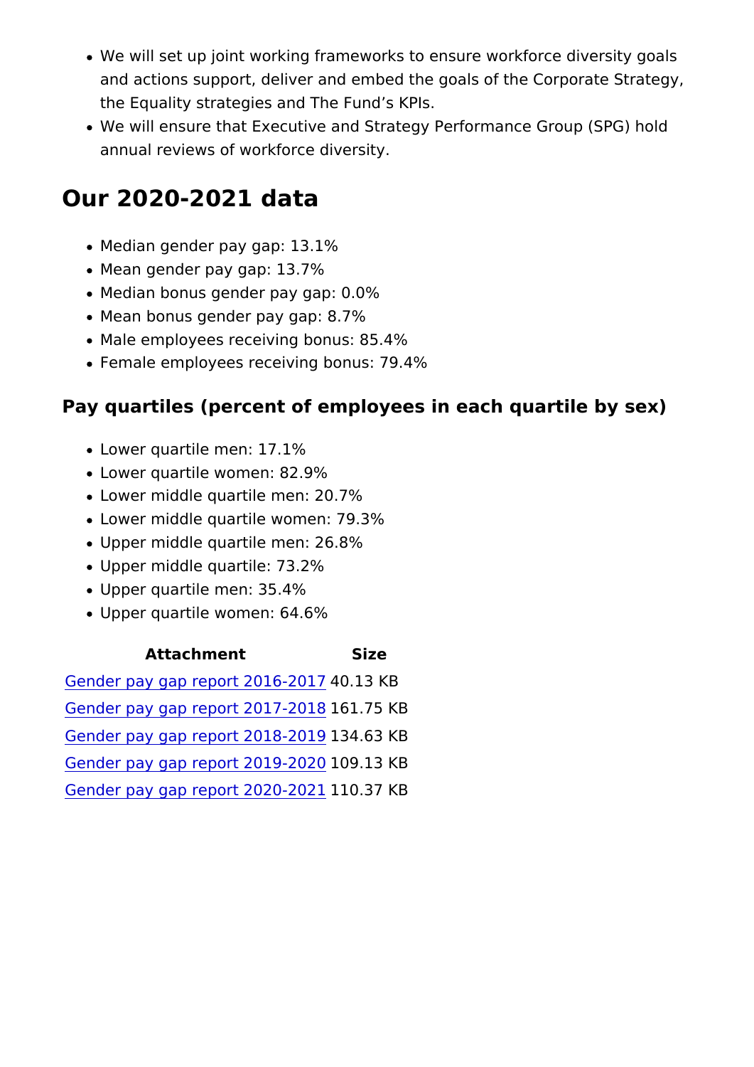- We will set up joint working frameworks to ensure workforce diversity goals and actions support, deliver and embed the goals of the Corporate Strategy, the Equality strategies and The Fund's KPIs.
- We will ensure that Executive and Strategy Performance Group (SPG) hold annual reviews of workforce diversity.

# Our 2020-2021 data

- Median gender pay gap: 13.1%
- Mean gender pay gap: 13.7%
- Median bonus gender pay gap: 0.0%
- Mean bonus gender pay gap: 8.7%
- Male employees receiving bonus: 85.4%
- Female employees receiving bonus: 79.4%

## Pay quartiles (percent of employees in each quartile by sex)

- Lower quartile men: 17.1%
- Lower quartile women: 82.9%
- Lower middle quartile men: 20.7%
- Lower middle quartile women: 79.3%
- Upper middle quartile men: 26.8%
- Upper middle quartile: 73.2%
- Upper quartile men: 35.4%
- Upper quartile women: 64.6%

| Attachment | Size |
|---|---|
| Gender pay gap report 2016-2017 | 40.13 KB |
| Gender pay gap report 2017-2018 | 161.75 KB |
| Gender pay gap report 2018-2019 | 134.63 KB |
| Gender pay gap report 2019-2020 | 109.13 KB |
| Gender pay gap report 2020-2021 | 110.37 KB |